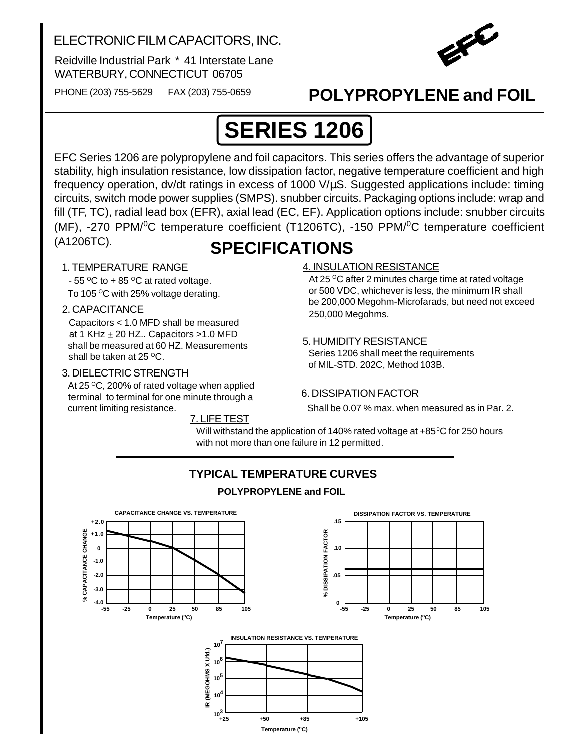ELECTRONIC FILM CAPACITORS, INC.

Reidville Industrial Park * 41 Interstate Lane
WATERBURY, CONNECTICUT 06705

PHONE (203) 755-5629 FAX (203) 755-0659

## POLYPROPYLENE and FOIL

# SERIES 1206

EFC Series 1206 are polypropylene and foil capacitors. This series offers the advantage of superior stability, high insulation resistance, low dissipation factor, negative temperature coefficient and high frequency operation, dv/dt ratings in excess of 1000 V/µS. Suggested applications include: timing circuits, switch mode power supplies (SMPS). snubber circuits. Packaging options include: wrap and fill (TF, TC), radial lead box (EFR), axial lead (EC, EF). Application options include: snubber circuits (MF), -270 PPM/$^0$C temperature coefficient (T1206TC), -150 PPM/$^0$C temperature coefficient (A1206TC).

## SPECIFICATIONS

1. TEMPERATURE RANGE

   - 55 $^O$C to + 85 $^O$C at rated voltage.
   To 105 $^O$C with 25% voltage derating.

2. CAPACITANCE

   Capacitors $\leq$ 1.0 MFD shall be measured at 1 KHz $\pm$ 20 HZ.. Capacitors >1.0 MFD shall be measured at 60 HZ. Measurements shall be taken at 25 $^O$C.

3. DIELECTRIC STRENGTH

   At 25 $^O$C, 200% of rated voltage when applied terminal to terminal for one minute through a current limiting resistance.

4. INSULATION RESISTANCE

   At 25 $^O$C after 2 minutes charge time at rated voltage or 500 VDC, whichever is less, the minimum IR shall be 200,000 Megohm-Microfarads, but need not exceed 250,000 Megohms.

5. HUMIDITY RESISTANCE

   Series 1206 shall meet the requirements of MIL-STD. 202C, Method 103B.

6. DISSIPATION FACTOR

   Shall be 0.07 % max. when measured as in Par. 2.

7. LIFE TEST

   Will withstand the application of 140% rated voltage at +85$^0$C for 250 hours with not more than one failure in 12 permitted.

### TYPICAL TEMPERATURE CURVES

**POLYPROPYLENE and FOIL**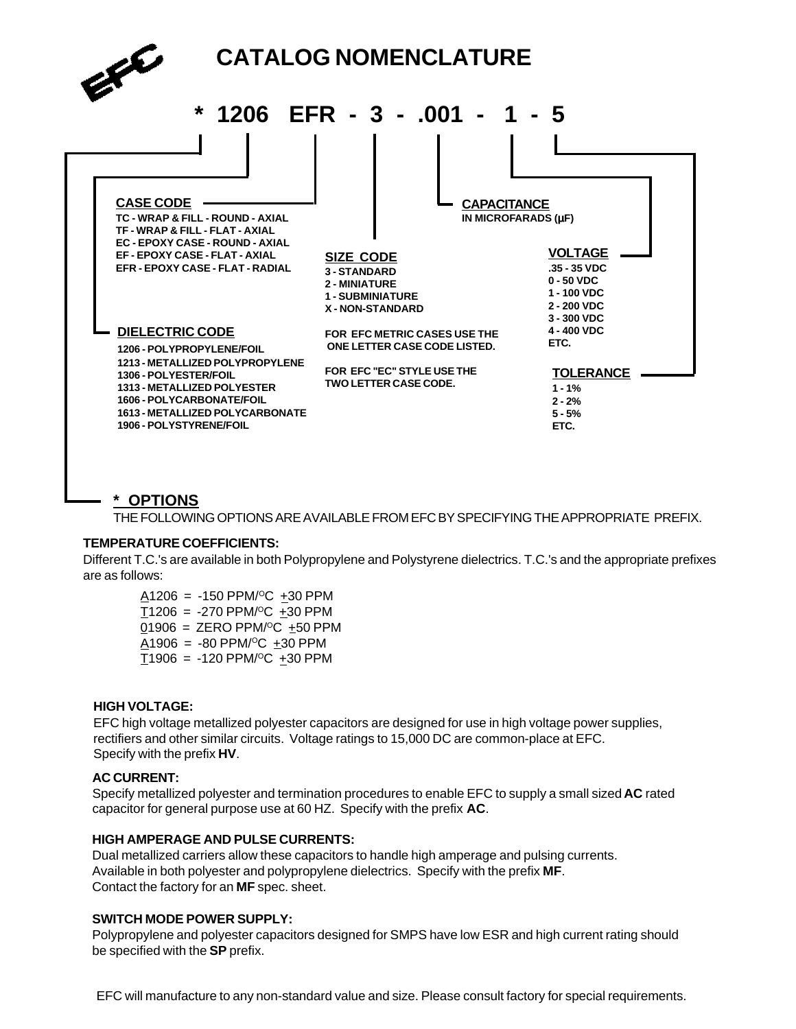# CATALOG NOMENCLATURE

**\* 1206 EFR - 3 - .001 - 1 - 5**

**CASE CODE**

TC - WRAP & FILL - ROUND - AXIAL
TF - WRAP & FILL - FLAT - AXIAL
EC - EPOXY CASE - ROUND - AXIAL
EF - EPOXY CASE - FLAT - AXIAL
EFR - EPOXY CASE - FLAT - RADIAL

**DIELECTRIC CODE**

1206 - POLYPROPYLENE/FOIL
1213 - METALLIZED POLYPROPYLENE
1306 - POLYESTER/FOIL
1313 - METALLIZED POLYESTER
1606 - POLYCARBONATE/FOIL
1613 - METALLIZED POLYCARBONATE
1906 - POLYSTYRENE/FOIL

**SIZE CODE**

3 - STANDARD
2 - MINIATURE
1 - SUBMINIATURE
X - NON-STANDARD

FOR EFC METRIC CASES USE THE ONE LETTER CASE CODE LISTED.

FOR EFC "EC" STYLE USE THE TWO LETTER CASE CODE.

**CAPACITANCE**

IN MICROFARADS (µF)

**VOLTAGE**

.35 - 35 VDC
0 - 50 VDC
1 - 100 VDC
2 - 200 VDC
3 - 300 VDC
4 - 400 VDC
ETC.

**TOLERANCE**

1 - 1%
2 - 2%
5 - 5%
ETC.

## * OPTIONS

THE FOLLOWING OPTIONS ARE AVAILABLE FROM EFC BY SPECIFYING THE APPROPRIATE PREFIX.

### TEMPERATURE COEFFICIENTS:

Different T.C.'s are available in both Polypropylene and Polystyrene dielectrics. T.C.'s and the appropriate prefixes are as follows:

A1206 = -150 PPM/°C ±30 PPM
T1206 = -270 PPM/°C ±30 PPM
01906 = ZERO PPM/°C ±50 PPM
A1906 = -80 PPM/°C ±30 PPM
T1906 = -120 PPM/°C ±30 PPM

### HIGH VOLTAGE:

EFC high voltage metallized polyester capacitors are designed for use in high voltage power supplies, rectifiers and other similar circuits. Voltage ratings to 15,000 DC are common-place at EFC. Specify with the prefix **HV**.

### AC CURRENT:

Specify metallized polyester and termination procedures to enable EFC to supply a small sized **AC** rated capacitor for general purpose use at 60 HZ. Specify with the prefix **AC**.

### HIGH AMPERAGE AND PULSE CURRENTS:

Dual metallized carriers allow these capacitors to handle high amperage and pulsing currents. Available in both polyester and polypropylene dielectrics. Specify with the prefix **MF**. Contact the factory for an **MF** spec. sheet.

### SWITCH MODE POWER SUPPLY:

Polypropylene and polyester capacitors designed for SMPS have low ESR and high current rating should be specified with the **SP** prefix.

EFC will manufacture to any non-standard value and size. Please consult factory for special requirements.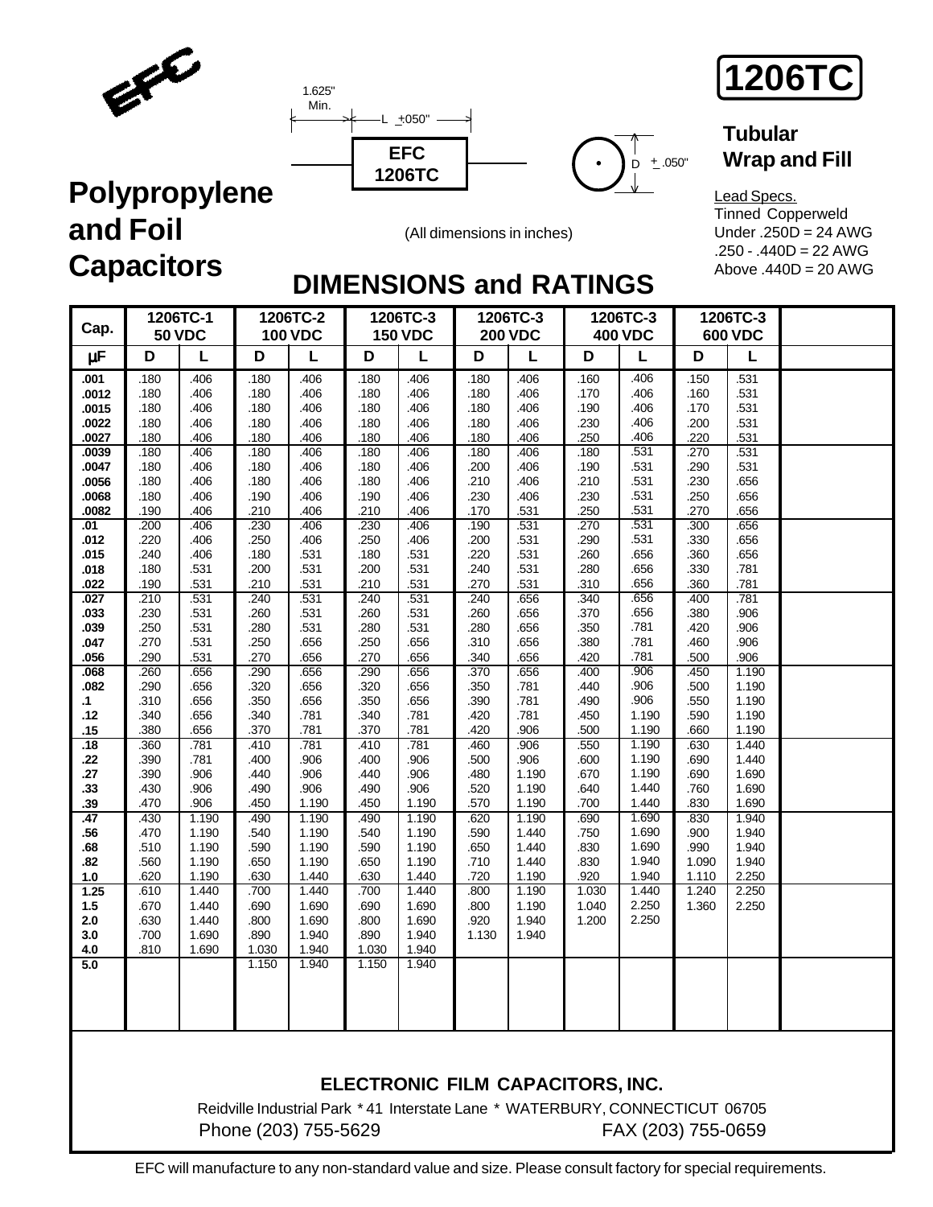EFC

# 1206TC

**Tubular Wrap and Fill**

## Polypropylene and Foil Capacitors

1.625" Min.

L ±.050"

EFC 1206TC

D ±.050"

(All dimensions in inches)

Lead Specs.
Tinned Copperweld
Under .250D = 24 AWG
.250 - .440D = 22 AWG
Above .440D = 20 AWG

## DIMENSIONS and RATINGS

| Cap. | 1206TC-1 50 VDC | | 1206TC-2 100 VDC | | 1206TC-3 150 VDC | | 1206TC-3 200 VDC | | 1206TC-3 400 VDC | | 1206TC-3 600 VDC | |
|---|---|---|---|---|---|---|---|---|---|---|---|---|
| μF | D | L | D | L | D | L | D | L | D | L | D | L |
| .001 | .180 | .406 | .180 | .406 | .180 | .406 | .180 | .406 | .160 | .406 | .150 | .531 |
| .0012 | .180 | .406 | .180 | .406 | .180 | .406 | .180 | .406 | .170 | .406 | .160 | .531 |
| .0015 | .180 | .406 | .180 | .406 | .180 | .406 | .180 | .406 | .190 | .406 | .170 | .531 |
| .0022 | .180 | .406 | .180 | .406 | .180 | .406 | .180 | .406 | .230 | .406 | .200 | .531 |
| .0027 | .180 | .406 | .180 | .406 | .180 | .406 | .180 | .406 | .250 | .406 | .220 | .531 |
| .0039 | .180 | .406 | .180 | .406 | .180 | .406 | .180 | .406 | .180 | .531 | .270 | .531 |
| .0047 | .180 | .406 | .180 | .406 | .180 | .406 | .200 | .406 | .190 | .531 | .290 | .531 |
| .0056 | .180 | .406 | .180 | .406 | .180 | .406 | .210 | .406 | .210 | .531 | .230 | .656 |
| .0068 | .180 | .406 | .190 | .406 | .190 | .406 | .230 | .406 | .230 | .531 | .250 | .656 |
| .0082 | .190 | .406 | .210 | .406 | .210 | .406 | .170 | .531 | .250 | .531 | .270 | .656 |
| .01 | .200 | .406 | .230 | .406 | .230 | .406 | .190 | .531 | .270 | .531 | .300 | .656 |
| .012 | .220 | .406 | .250 | .406 | .250 | .406 | .200 | .531 | .290 | .531 | .330 | .656 |
| .015 | .240 | .406 | .180 | .531 | .180 | .531 | .220 | .531 | .260 | .656 | .360 | .656 |
| .018 | .180 | .531 | .200 | .531 | .200 | .531 | .240 | .531 | .280 | .656 | .330 | .781 |
| .022 | .190 | .531 | .210 | .531 | .210 | .531 | .270 | .531 | .310 | .656 | .360 | .781 |
| .027 | .210 | .531 | .240 | .531 | .240 | .531 | .240 | .656 | .340 | .656 | .400 | .781 |
| .033 | .230 | .531 | .260 | .531 | .260 | .531 | .260 | .656 | .370 | .656 | .380 | .906 |
| .039 | .250 | .531 | .280 | .531 | .280 | .531 | .280 | .656 | .350 | .781 | .420 | .906 |
| .047 | .270 | .531 | .250 | .656 | .250 | .656 | .310 | .656 | .380 | .781 | .460 | .906 |
| .056 | .290 | .531 | .270 | .656 | .270 | .656 | .340 | .656 | .420 | .781 | .500 | .906 |
| .068 | .260 | .656 | .290 | .656 | .290 | .656 | .370 | .656 | .400 | .906 | .450 | 1.190 |
| .082 | .290 | .656 | .320 | .656 | .320 | .656 | .350 | .781 | .440 | .906 | .500 | 1.190 |
| .1 | .310 | .656 | .350 | .656 | .350 | .656 | .390 | .781 | .490 | .906 | .550 | 1.190 |
| .12 | .340 | .656 | .340 | .781 | .340 | .781 | .420 | .781 | .450 | 1.190 | .590 | 1.190 |
| .15 | .380 | .656 | .370 | .781 | .370 | .781 | .420 | .906 | .500 | 1.190 | .660 | 1.190 |
| .18 | .360 | .781 | .410 | .781 | .410 | .781 | .460 | .906 | .550 | 1.190 | .630 | 1.440 |
| .22 | .390 | .781 | .400 | .906 | .400 | .906 | .500 | .906 | .600 | 1.190 | .690 | 1.440 |
| .27 | .390 | .906 | .440 | .906 | .440 | .906 | .480 | 1.190 | .670 | 1.190 | .690 | 1.690 |
| .33 | .430 | .906 | .490 | .906 | .490 | .906 | .520 | 1.190 | .640 | 1.440 | .760 | 1.690 |
| .39 | .470 | .906 | .450 | 1.190 | .450 | 1.190 | .570 | 1.190 | .700 | 1.440 | .830 | 1.690 |
| .47 | .430 | 1.190 | .490 | 1.190 | .490 | 1.190 | .620 | 1.190 | .690 | 1.690 | .830 | 1.940 |
| .56 | .470 | 1.190 | .540 | 1.190 | .540 | 1.190 | .590 | 1.440 | .750 | 1.690 | .900 | 1.940 |
| .68 | .510 | 1.190 | .590 | 1.190 | .590 | 1.190 | .650 | 1.440 | .830 | 1.690 | .990 | 1.940 |
| .82 | .560 | 1.190 | .650 | 1.190 | .650 | 1.190 | .710 | 1.440 | .830 | 1.940 | 1.090 | 1.940 |
| 1.0 | .620 | 1.190 | .630 | 1.440 | .630 | 1.440 | .720 | 1.190 | .920 | 1.940 | 1.110 | 2.250 |
| 1.25 | .610 | 1.440 | .700 | 1.440 | .700 | 1.440 | .800 | 1.190 | 1.030 | 1.440 | 1.240 | 2.250 |
| 1.5 | .670 | 1.440 | .690 | 1.690 | .690 | 1.690 | .800 | 1.190 | 1.040 | 2.250 | 1.360 | 2.250 |
| 2.0 | .630 | 1.440 | .800 | 1.690 | .800 | 1.690 | .920 | 1.940 | 1.200 | 2.250 | | |
| 3.0 | .700 | 1.690 | .890 | 1.940 | .890 | 1.940 | 1.130 | 1.940 | | | | |
| 4.0 | .810 | 1.690 | 1.030 | 1.940 | 1.030 | 1.940 | | | | | | |
| 5.0 | | | 1.150 | 1.940 | 1.150 | 1.940 | | | | | | |

**ELECTRONIC FILM CAPACITORS, INC.**

Reidville Industrial Park * 41 Interstate Lane * WATERBURY, CONNECTICUT 06705

Phone (203) 755-5629 FAX (203) 755-0659

EFC will manufacture to any non-standard value and size. Please consult factory for special requirements.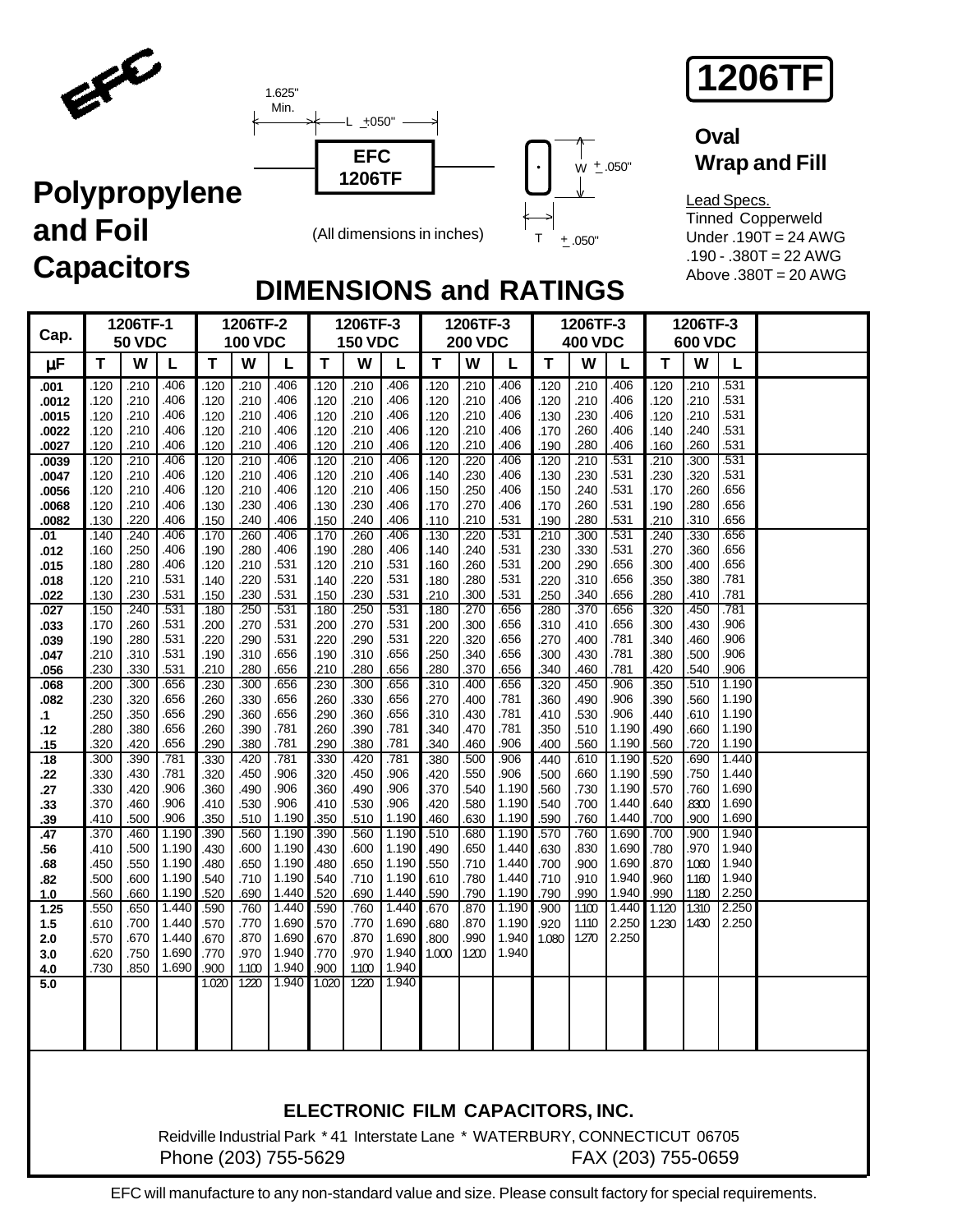EFC

# 1206TF

## Polypropylene and Foil Capacitors

1.625" Min.

L ±.050"

EFC 1206TF

W ±.050"

T ±.050"

(All dimensions in inches)

### Oval Wrap and Fill

Lead Specs.
Tinned Copperweld
Under .190T = 24 AWG
.190 - .380T = 22 AWG
Above .380T = 20 AWG

## DIMENSIONS and RATINGS

| Cap. | 1206TF-1 50 VDC | | | 1206TF-2 100 VDC | | | 1206TF-3 150 VDC | | | 1206TF-3 200 VDC | | | 1206TF-3 400 VDC | | | 1206TF-3 600 VDC | | |
|---|---|---|---|---|---|---|---|---|---|---|---|---|---|---|---|---|---|---|
| µF | T | W | L | T | W | L | T | W | L | T | W | L | T | W | L | T | W | L |
| .001 | .120 | .210 | .406 | .120 | .210 | .406 | .120 | .210 | .406 | .120 | .210 | .406 | .120 | .210 | .406 | .120 | .210 | .531 |
| .0012 | .120 | .210 | .406 | .120 | .210 | .406 | .120 | .210 | .406 | .120 | .210 | .406 | .120 | .210 | .406 | .120 | .210 | .531 |
| .0015 | .120 | .210 | .406 | .120 | .210 | .406 | .120 | .210 | .406 | .120 | .210 | .406 | .130 | .230 | .406 | .120 | .210 | .531 |
| .0022 | .120 | .210 | .406 | .120 | .210 | .406 | .120 | .210 | .406 | .120 | .210 | .406 | .170 | .260 | .406 | .140 | .240 | .531 |
| .0027 | .120 | .210 | .406 | .120 | .210 | .406 | .120 | .210 | .406 | .120 | .210 | .406 | .190 | .280 | .406 | .160 | .260 | .531 |
| .0039 | .120 | .210 | .406 | .120 | .210 | .406 | .120 | .210 | .406 | .120 | .220 | .406 | .120 | .210 | .531 | .210 | .300 | .531 |
| .0047 | .120 | .210 | .406 | .120 | .210 | .406 | .120 | .210 | .406 | .140 | .230 | .406 | .130 | .230 | .531 | .230 | .320 | .531 |
| .0056 | .120 | .210 | .406 | .120 | .210 | .406 | .120 | .210 | .406 | .150 | .250 | .406 | .150 | .240 | .531 | .170 | .260 | .656 |
| .0068 | .120 | .210 | .406 | .130 | .230 | .406 | .130 | .230 | .406 | .170 | .270 | .406 | .170 | .260 | .531 | .190 | .280 | .656 |
| .0082 | .130 | .220 | .406 | .150 | .240 | .406 | .150 | .240 | .406 | .110 | .210 | .531 | .190 | .280 | .531 | .210 | .310 | .656 |
| .01 | .140 | .240 | .406 | .170 | .260 | .406 | .170 | .260 | .406 | .130 | .220 | .531 | .210 | .300 | .531 | .240 | .330 | .656 |
| .012 | .160 | .250 | .406 | .190 | .280 | .406 | .190 | .280 | .406 | .140 | .240 | .531 | .230 | .330 | .531 | .270 | .360 | .656 |
| .015 | .180 | .280 | .406 | .120 | .210 | .531 | .120 | .210 | .531 | .160 | .260 | .531 | .200 | .290 | .656 | .300 | .400 | .656 |
| .018 | .120 | .210 | .531 | .140 | .220 | .531 | .140 | .220 | .531 | .180 | .280 | .531 | .220 | .310 | .656 | .350 | .380 | .781 |
| .022 | .130 | .230 | .531 | .150 | .230 | .531 | .150 | .230 | .531 | .210 | .300 | .531 | .250 | .340 | .656 | .280 | .410 | .781 |
| .027 | .150 | .240 | .531 | .180 | .250 | .531 | .180 | .250 | .531 | .180 | .270 | .656 | .280 | .370 | .656 | .320 | .450 | .781 |
| .033 | .170 | .260 | .531 | .200 | .270 | .531 | .200 | .270 | .531 | .200 | .300 | .656 | .310 | .410 | .656 | .300 | .430 | .906 |
| .039 | .190 | .280 | .531 | .220 | .290 | .531 | .220 | .290 | .531 | .220 | .320 | .656 | .270 | .400 | .781 | .340 | .460 | .906 |
| .047 | .210 | .310 | .531 | .190 | .310 | .656 | .190 | .310 | .656 | .250 | .340 | .656 | .300 | .430 | .781 | .380 | .500 | .906 |
| .056 | .230 | .330 | .531 | .210 | .280 | .656 | .210 | .280 | .656 | .280 | .370 | .656 | .340 | .460 | .781 | .420 | .540 | .906 |
| .068 | .200 | .300 | .656 | .230 | .300 | .656 | .230 | .300 | .656 | .310 | .400 | .656 | .320 | .450 | .906 | .350 | .510 | 1.190 |
| .082 | .230 | .320 | .656 | .260 | .330 | .656 | .260 | .330 | .656 | .270 | .400 | .781 | .360 | .490 | .906 | .390 | .560 | 1.190 |
| .1 | .250 | .350 | .656 | .290 | .360 | .656 | .290 | .360 | .656 | .310 | .430 | .781 | .410 | .530 | .906 | .440 | .610 | 1.190 |
| .12 | .280 | .380 | .656 | .260 | .390 | .781 | .260 | .390 | .781 | .340 | .470 | .781 | .350 | .510 | 1.190 | .490 | .660 | 1.190 |
| .15 | .320 | .420 | .656 | .290 | .380 | .781 | .290 | .380 | .781 | .340 | .460 | .906 | .400 | .560 | 1.190 | .560 | .720 | 1.190 |
| .18 | .300 | .390 | .781 | .330 | .420 | .781 | .330 | .420 | .781 | .380 | .500 | .906 | .440 | .610 | 1.190 | .520 | .690 | 1.440 |
| .22 | .330 | .430 | .781 | .320 | .450 | .906 | .320 | .450 | .906 | .420 | .550 | .906 | .500 | .660 | 1.190 | .590 | .750 | 1.440 |
| .27 | .330 | .420 | .906 | .360 | .490 | .906 | .360 | .490 | .906 | .370 | .540 | 1.190 | .560 | .730 | 1.190 | .570 | .760 | 1.690 |
| .33 | .370 | .460 | .906 | .410 | .530 | .906 | .410 | .530 | .906 | .420 | .580 | 1.190 | .540 | .700 | 1.440 | .640 | .8300 | 1.690 |
| .39 | .410 | .500 | .906 | .350 | .510 | 1.190 | .350 | .510 | 1.190 | .460 | .630 | 1.190 | .590 | .760 | 1.440 | .700 | .900 | 1.690 |
| .47 | .370 | .460 | 1.190 | .390 | .560 | 1.190 | .390 | .560 | 1.190 | .510 | .680 | 1.190 | .570 | .760 | 1.690 | .700 | .900 | 1.940 |
| .56 | .410 | .500 | 1.190 | .430 | .600 | 1.190 | .430 | .600 | 1.190 | .490 | .650 | 1.440 | .630 | .830 | 1.690 | .780 | .970 | 1.940 |
| .68 | .450 | .550 | 1.190 | .480 | .650 | 1.190 | .480 | .650 | 1.190 | .550 | .710 | 1.440 | .700 | .900 | 1.690 | .870 | 1.060 | 1.940 |
| .82 | .500 | .600 | 1.190 | .540 | .710 | 1.190 | .540 | .710 | 1.190 | .610 | .780 | 1.440 | .710 | .910 | 1.940 | .960 | 1.160 | 1.940 |
| 1.0 | .560 | .660 | 1.190 | .520 | .690 | 1.440 | .520 | .690 | 1.440 | .590 | .790 | 1.190 | .790 | .990 | 1.940 | .990 | 1.180 | 2.250 |
| 1.25 | .550 | .650 | 1.440 | .590 | .760 | 1.440 | .590 | .760 | 1.440 | .670 | .870 | 1.190 | .900 | 1.100 | 1.440 | 1.120 | 1.310 | 2.250 |
| 1.5 | .610 | .700 | 1.440 | .570 | .770 | 1.690 | .570 | .770 | 1.690 | .680 | .870 | 1.190 | .920 | 1.110 | 2.250 | 1.230 | 1.430 | 2.250 |
| 2.0 | .570 | .670 | 1.440 | .670 | .870 | 1.690 | .670 | .870 | 1.690 | .800 | .990 | 1.940 | 1.080 | 1.270 | 2.250 | | | |
| 3.0 | .620 | .750 | 1.690 | .770 | .970 | 1.940 | .770 | .970 | 1.940 | 1.000 | 1.200 | 1.940 | | | | | | |
| 4.0 | .730 | .850 | 1.690 | .900 | 1.100 | 1.940 | .900 | 1.100 | 1.940 | | | | | | | | | |
| 5.0 | | | | 1.020 | 1.220 | 1.940 | 1.020 | 1.220 | 1.940 | | | | | | | | | |

**ELECTRONIC FILM CAPACITORS, INC.**

Reidville Industrial Park * 41 Interstate Lane * WATERBURY, CONNECTICUT 06705
Phone (203) 755-5629 FAX (203) 755-0659

EFC will manufacture to any non-standard value and size. Please consult factory for special requirements.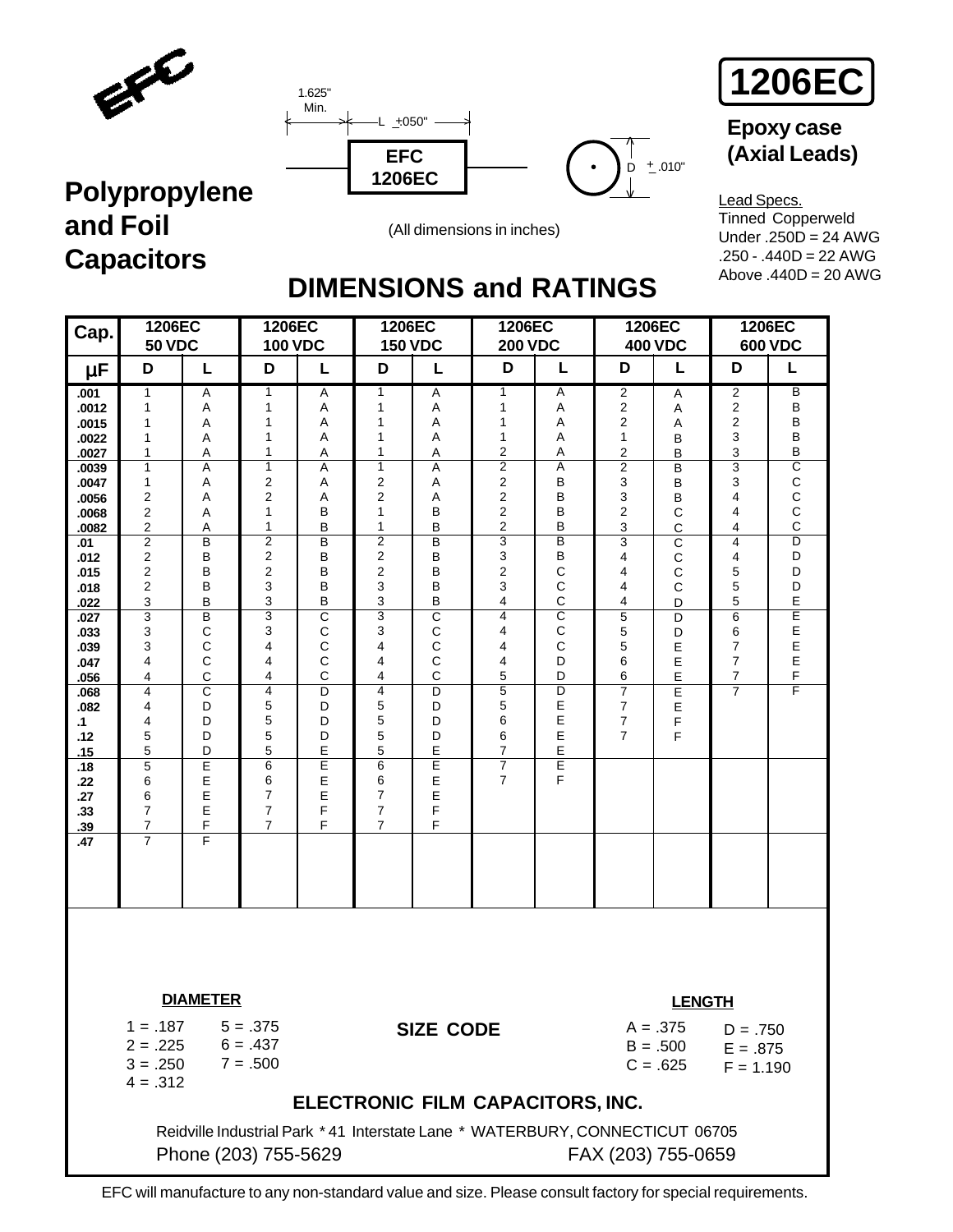# 1206EC

**Epoxy case (Axial Leads)**

## Polypropylene and Foil Capacitors

1.625" Min.  L ± .050"  D ± .010"

EFC 1206EC

(All dimensions in inches)

Lead Specs.
Tinned Copperweld
Under .250D = 24 AWG
.250 - .440D = 22 AWG
Above .440D = 20 AWG

## DIMENSIONS and RATINGS

| Cap. | 1206EC 50 VDC | | 1206EC 100 VDC | | 1206EC 150 VDC | | 1206EC 200 VDC | | 1206EC 400 VDC | | 1206EC 600 VDC | |
|---|---|---|---|---|---|---|---|---|---|---|---|---|
| µF | D | L | D | L | D | L | D | L | D | L | D | L |
| .001 | 1 | A | 1 | A | 1 | A | 1 | A | 2 | A | 2 | B |
| .0012 | 1 | A | 1 | A | 1 | A | 1 | A | 2 | A | 2 | B |
| .0015 | 1 | A | 1 | A | 1 | A | 1 | A | 2 | A | 2 | B |
| .0022 | 1 | A | 1 | A | 1 | A | 1 | A | 1 | B | 3 | B |
| .0027 | 1 | A | 1 | A | 1 | A | 2 | A | 2 | B | 3 | B |
| .0039 | 1 | A | 1 | A | 1 | A | 2 | A | 2 | B | 3 | C |
| .0047 | 1 | A | 2 | A | 2 | A | 2 | B | 3 | B | 3 | C |
| .0056 | 2 | A | 2 | A | 2 | A | 2 | B | 3 | B | 4 | C |
| .0068 | 2 | A | 1 | B | 1 | B | 2 | B | 2 | C | 4 | C |
| .0082 | 2 | A | 1 | B | 1 | B | 2 | B | 3 | C | 4 | C |
| .01 | 2 | B | 2 | B | 2 | B | 3 | B | 3 | C | 4 | D |
| .012 | 2 | B | 2 | B | 2 | B | 3 | B | 4 | C | 4 | D |
| .015 | 2 | B | 2 | B | 2 | B | 2 | C | 4 | C | 5 | D |
| .018 | 2 | B | 3 | B | 3 | B | 3 | C | 4 | C | 5 | D |
| .022 | 3 | B | 3 | B | 3 | B | 4 | C | 4 | D | 5 | E |
| .027 | 3 | B | 3 | C | 3 | C | 4 | C | 5 | D | 6 | E |
| .033 | 3 | C | 3 | C | 3 | C | 4 | C | 5 | D | 6 | E |
| .039 | 3 | C | 4 | C | 4 | C | 4 | C | 5 | E | 7 | E |
| .047 | 4 | C | 4 | C | 4 | C | 4 | D | 6 | E | 7 | E |
| .056 | 4 | C | 4 | C | 4 | C | 5 | D | 6 | E | 7 | F |
| .068 | 4 | C | 4 | D | 4 | D | 5 | D | 7 | E | 7 | F |
| .082 | 4 | D | 5 | D | 5 | D | 5 | E | 7 | E | | |
| .1 | 4 | D | 5 | D | 5 | D | 6 | E | 7 | F | | |
| .12 | 5 | D | 5 | D | 5 | D | 6 | E | 7 | F | | |
| .15 | 5 | D | 5 | E | 5 | E | 7 | E | | | | |
| .18 | 5 | E | 6 | E | 6 | E | 7 | E | | | | |
| .22 | 6 | E | 6 | E | 6 | E | 7 | F | | | | |
| .27 | 6 | E | 7 | E | 7 | E | | | | | | |
| .33 | 7 | E | 7 | F | 7 | F | | | | | | |
| .39 | 7 | F | 7 | F | 7 | F | | | | | | |
| .47 | 7 | F | | | | | | | | | | |

### SIZE CODE

**DIAMETER**

1 = .187
2 = .225
3 = .250
4 = .312
5 = .375
6 = .437
7 = .500

**LENGTH**

A = .375
B = .500
C = .625
D = .750
E = .875
F = 1.190

**ELECTRONIC FILM CAPACITORS, INC.**

Reidville Industrial Park * 41 Interstate Lane * WATERBURY, CONNECTICUT 06705
Phone (203) 755-5629 FAX (203) 755-0659

EFC will manufacture to any non-standard value and size. Please consult factory for special requirements.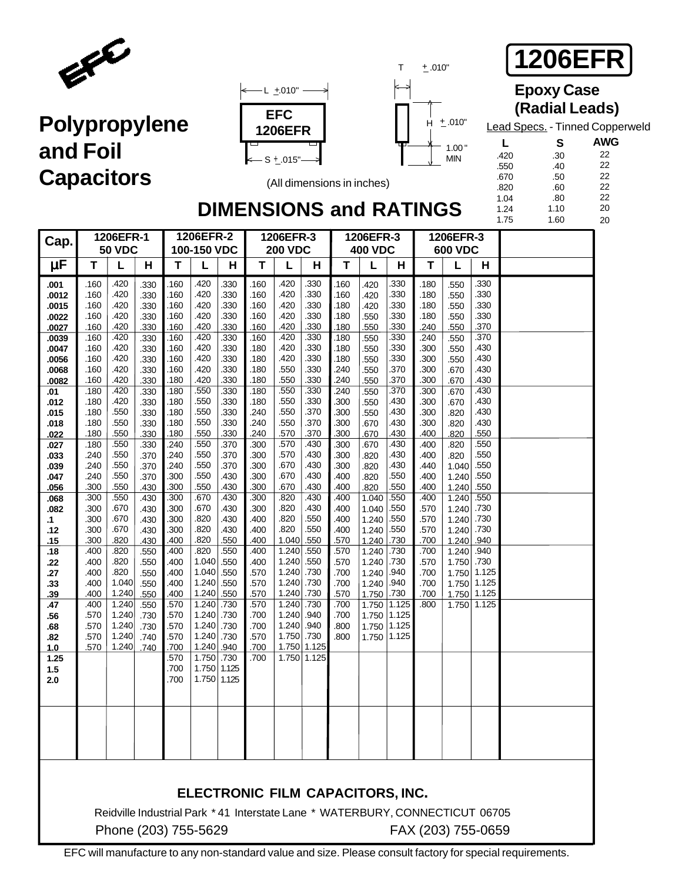EFC

# 1206EFR

## Polypropylene and Foil Capacitors

### Epoxy Case (Radial Leads)

L ±.010"

EFC 1206EFR

S ±.015"

T ±.010"

H ±.010"

1.00" MIN

(All dimensions in inches)

Lead Specs. - Tinned Copperweld

| L | S | AWG |
|---|---|---|
| .420 | .30 | 22 |
| .550 | .40 | 22 |
| .670 | .50 | 22 |
| .820 | .60 | 22 |
| 1.04 | .80 | 22 |
| 1.24 | 1.10 | 20 |
| 1.75 | 1.60 | 20 |

## DIMENSIONS and RATINGS

| Cap. | 1206EFR-1 50 VDC | | | 1206EFR-2 100-150 VDC | | | 1206EFR-3 200 VDC | | | 1206EFR-3 400 VDC | | | 1206EFR-3 600 VDC | | |
|---|---|---|---|---|---|---|---|---|---|---|---|---|---|---|---|
| µF | T | L | H | T | L | H | T | L | H | T | L | H | T | L | H |
| .001 | .160 | .420 | .330 | .160 | .420 | .330 | .160 | .420 | .330 | .160 | .420 | .330 | .180 | .550 | .330 |
| .0012 | .160 | .420 | .330 | .160 | .420 | .330 | .160 | .420 | .330 | .160 | .420 | .330 | .180 | .550 | .330 |
| .0015 | .160 | .420 | .330 | .160 | .420 | .330 | .160 | .420 | .330 | .180 | .420 | .330 | .180 | .550 | .330 |
| .0022 | .160 | .420 | .330 | .160 | .420 | .330 | .160 | .420 | .330 | .180 | .550 | .330 | .180 | .550 | .330 |
| .0027 | .160 | .420 | .330 | .160 | .420 | .330 | .160 | .420 | .330 | .180 | .550 | .330 | .240 | .550 | .370 |
| .0039 | .160 | .420 | .330 | .160 | .420 | .330 | .160 | .420 | .330 | .180 | .550 | .330 | .240 | .550 | .370 |
| .0047 | .160 | .420 | .330 | .160 | .420 | .330 | .180 | .420 | .330 | .180 | .550 | .330 | .300 | .550 | .430 |
| .0056 | .160 | .420 | .330 | .160 | .420 | .330 | .180 | .420 | .330 | .180 | .550 | .330 | .300 | .550 | .430 |
| .0068 | .160 | .420 | .330 | .160 | .420 | .330 | .180 | .550 | .330 | .240 | .550 | .370 | .300 | .670 | .430 |
| .0082 | .160 | .420 | .330 | .180 | .420 | .330 | .180 | .550 | .330 | .240 | .550 | .370 | .300 | .670 | .430 |
| .01 | .180 | .420 | .330 | .180 | .550 | .330 | .180 | .550 | .330 | .240 | .550 | .370 | .300 | .670 | .430 |
| .012 | .180 | .420 | .330 | .180 | .550 | .330 | .180 | .550 | .330 | .300 | .550 | .430 | .300 | .670 | .430 |
| .015 | .180 | .550 | .330 | .180 | .550 | .330 | .240 | .550 | .370 | .300 | .550 | .430 | .300 | .820 | .430 |
| .018 | .180 | .550 | .330 | .180 | .550 | .330 | .240 | .550 | .370 | .300 | .670 | .430 | .300 | .820 | .430 |
| .022 | .180 | .550 | .330 | .180 | .550 | .330 | .240 | .570 | .370 | .300 | .670 | .430 | .400 | .820 | .550 |
| .027 | .180 | .550 | .330 | .240 | .550 | .370 | .300 | .570 | .430 | .300 | .670 | .430 | .400 | .820 | .550 |
| .033 | .240 | .550 | .370 | .240 | .550 | .370 | .300 | .570 | .430 | .300 | .820 | .430 | .400 | .820 | .550 |
| .039 | .240 | .550 | .370 | .240 | .550 | .370 | .300 | .670 | .430 | .300 | .820 | .430 | .440 | 1.040 | .550 |
| .047 | .240 | .550 | .370 | .300 | .550 | .430 | .300 | .670 | .430 | .400 | .820 | .550 | .400 | 1.240 | .550 |
| .056 | .300 | .550 | .430 | .300 | .550 | .430 | .300 | .670 | .430 | .400 | .820 | .550 | .400 | 1.240 | .550 |
| .068 | .300 | .550 | .430 | .300 | .670 | .430 | .300 | .820 | .430 | .400 | 1.040 | .550 | .400 | 1.240 | .550 |
| .082 | .300 | .670 | .430 | .300 | .670 | .430 | .300 | .820 | .430 | .400 | 1.040 | .550 | .570 | 1.240 | .730 |
| .1 | .300 | .670 | .430 | .300 | .820 | .430 | .400 | .820 | .550 | .400 | 1.240 | .550 | .570 | 1.240 | .730 |
| .12 | .300 | .670 | .430 | .300 | .820 | .430 | .400 | .820 | .550 | .400 | 1.240 | .550 | .570 | 1.240 | .730 |
| .15 | .300 | .820 | .430 | .400 | .820 | .550 | .400 | 1.040 | .550 | .570 | 1.240 | .730 | .700 | 1.240 | .940 |
| .18 | .400 | .820 | .550 | .400 | .820 | .550 | .400 | 1.240 | .550 | .570 | 1.240 | .730 | .700 | 1.240 | .940 |
| .22 | .400 | .820 | .550 | .400 | 1.040 | .550 | .400 | 1.240 | .550 | .570 | 1.240 | .730 | .570 | 1.750 | .730 |
| .27 | .400 | .820 | .550 | .400 | 1.040 | .550 | .570 | 1.240 | .730 | .700 | 1.240 | .940 | .700 | 1.750 | 1.125 |
| .33 | .400 | 1.040 | .550 | .400 | 1.240 | .550 | .570 | 1.240 | .730 | .700 | 1.240 | .940 | .700 | 1.750 | 1.125 |
| .39 | .400 | 1.240 | .550 | .400 | 1.240 | .550 | .570 | 1.240 | .730 | .570 | 1.750 | .730 | .700 | 1.750 | 1.125 |
| .47 | .400 | 1.240 | .550 | .570 | 1.240 | .730 | .570 | 1.240 | .730 | .700 | 1.750 | 1.125 | .800 | 1.750 | 1.125 |
| .56 | .570 | 1.240 | .730 | .570 | 1.240 | .730 | .700 | 1.240 | .940 | .700 | 1.750 | 1.125 | | | |
| .68 | .570 | 1.240 | .730 | .570 | 1.240 | .730 | .700 | 1.240 | .940 | .800 | 1.750 | 1.125 | | | |
| .82 | .570 | 1.240 | .740 | .570 | 1.240 | .730 | .570 | 1.750 | .730 | .800 | 1.750 | 1.125 | | | |
| 1.0 | .570 | 1.240 | .740 | .700 | 1.240 | .940 | .700 | 1.750 | 1.125 | | | | | | |
| 1.25 | | | | .570 | 1.750 | .730 | .700 | 1.750 | 1.125 | | | | | | |
| 1.5 | | | | .700 | 1.750 | 1.125 | | | | | | | | | |
| 2.0 | | | | .700 | 1.750 | 1.125 | | | | | | | | | |

**ELECTRONIC FILM CAPACITORS, INC.**

Reidville Industrial Park * 41 Interstate Lane * WATERBURY, CONNECTICUT 06705

Phone (203) 755-5629 FAX (203) 755-0659

EFC will manufacture to any non-standard value and size. Please consult factory for special requirements.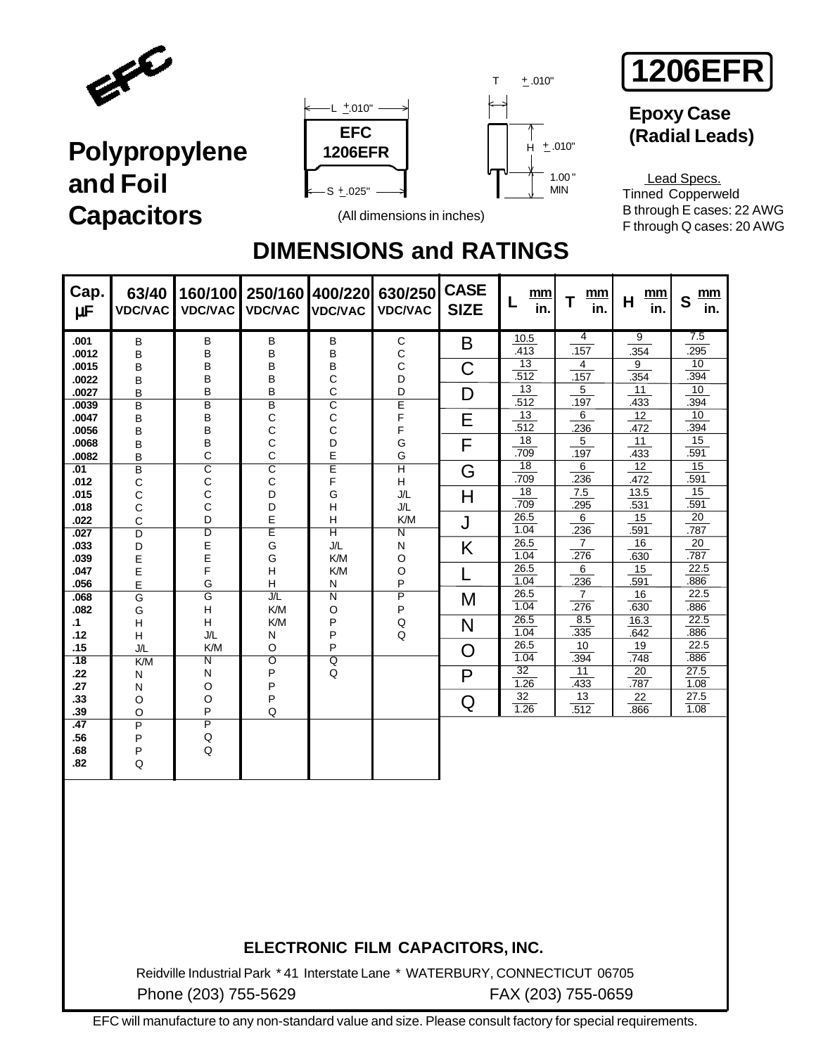# 1206EFR

## Polypropylene and Foil Capacitors

**Epoxy Case (Radial Leads)**

EFC 1206EFR

L ± .010"

S ± .025"

T ± .010"

H ± .010"

1.00" MIN

(All dimensions in inches)

Lead Specs.
Tinned Copperweld
B through E cases: 22 AWG
F through Q cases: 20 AWG

## DIMENSIONS and RATINGS

| Cap. µF | 63/40 VDC/VAC | 160/100 VDC/VAC | 250/160 VDC/VAC | 400/220 VDC/VAC | 630/250 VDC/VAC |
|---|---|---|---|---|---|
| .001 | B | B | B | B | C |
| .0012 | B | B | B | B | C |
| .0015 | B | B | B | B | C |
| .0022 | B | B | B | C | D |
| .0027 | B | B | B | C | D |
| .0039 | B | B | B | C | E |
| .0047 | B | B | C | C | F |
| .0056 | B | B | C | C | F |
| .0068 | B | B | C | D | G |
| .0082 | B | C | C | E | G |
| .01 | B | C | C | E | H |
| .012 | C | C | C | F | H |
| .015 | C | C | D | G | J/L |
| .018 | C | C | D | H | J/L |
| .022 | C | D | E | H | K/M |
| .027 | D | D | E | H | N |
| .033 | D | E | G | J/L | N |
| .039 | E | E | G | K/M | O |
| .047 | E | F | H | K/M | O |
| .056 | E | G | H | N | P |
| .068 | G | G | J/L | N | P |
| .082 | G | H | K/M | O | P |
| .1 | H | H | K/M | P | Q |
| .12 | H | J/L | N | P | Q |
| .15 | J/L | K/M | O | P | |
| .18 | K/M | N | O | Q | |
| .22 | N | N | P | Q | |
| .27 | N | O | P | | |
| .33 | O | O | P | | |
| .39 | O | P | Q | | |
| .47 | P | P | | | |
| .56 | P | Q | | | |
| .68 | P | Q | | | |
| .82 | Q | | | | |

| CASE SIZE | L mm / in. | T mm / in. | H mm / in. | S mm / in. |
|---|---|---|---|---|
| B | 10.5 / .413 | 4 / .157 | 9 / .354 | 7.5 / .295 |
| C | 13 / .512 | 4 / .157 | 9 / .354 | 10 / .394 |
| D | 13 / .512 | 5 / .197 | 11 / .433 | 10 / .394 |
| E | 13 / .512 | 6 / .236 | 12 / .472 | 10 / .394 |
| F | 18 / .709 | 5 / .197 | 11 / .433 | 15 / .591 |
| G | 18 / .709 | 6 / .236 | 12 / .472 | 15 / .591 |
| H | 18 / .709 | 7.5 / .295 | 13.5 / .531 | 15 / .591 |
| J | 26.5 / 1.04 | 6 / .236 | 15 / .591 | 20 / .787 |
| K | 26.5 / 1.04 | 7 / .276 | 16 / .630 | 20 / .787 |
| L | 26.5 / 1.04 | 6 / .236 | 15 / .591 | 22.5 / .886 |
| M | 26.5 / 1.04 | 7 / .276 | 16 / .630 | 22.5 / .886 |
| N | 26.5 / 1.04 | 8.5 / .335 | 16.3 / .642 | 22.5 / .886 |
| O | 26.5 / 1.04 | 10 / .394 | 19 / .748 | 22.5 / .886 |
| P | 32 / 1.26 | 11 / .433 | 20 / .787 | 27.5 / 1.08 |
| Q | 32 / 1.26 | 13 / .512 | 22 / .866 | 27.5 / 1.08 |

**ELECTRONIC FILM CAPACITORS, INC.**

Reidville Industrial Park * 41 Interstate Lane * WATERBURY, CONNECTICUT 06705

Phone (203) 755-5629 FAX (203) 755-0659

EFC will manufacture to any non-standard value and size. Please consult factory for special requirements.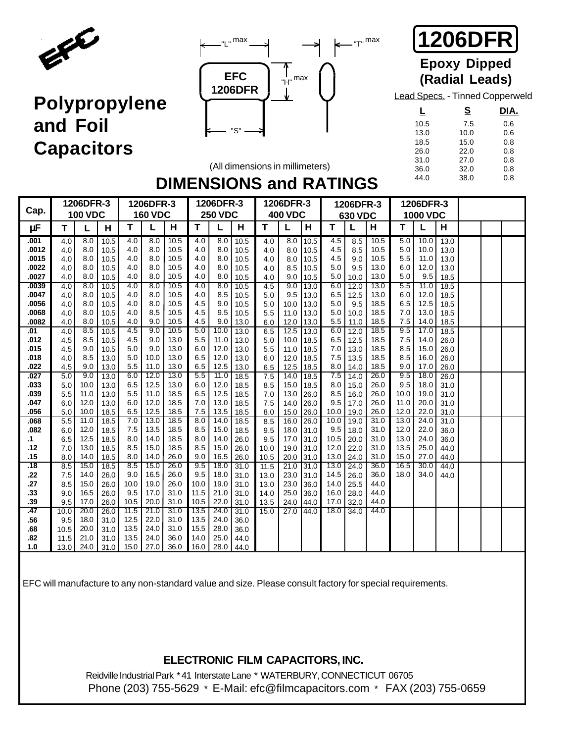EFC

# Polypropylene and Foil Capacitors

"L" max

"H" max

"T" max

"S"

EFC 1206DFR

(All dimensions in millimeters)

# 1206DFR

**Epoxy Dipped (Radial Leads)**

Lead Specs. - Tinned Copperweld

| L | S | DIA. |
|---|---|---|
| 10.5 | 7.5 | 0.6 |
| 13.0 | 10.0 | 0.6 |
| 18.5 | 15.0 | 0.8 |
| 26.0 | 22.0 | 0.8 |
| 31.0 | 27.0 | 0.8 |
| 36.0 | 32.0 | 0.8 |
| 44.0 | 38.0 | 0.8 |

## DIMENSIONS and RATINGS

| Cap. | 1206DFR-3 100 VDC | | | 1206DFR-3 160 VDC | | | 1206DFR-3 250 VDC | | | 1206DFR-3 400 VDC | | | 1206DFR-3 630 VDC | | | 1206DFR-3 1000 VDC | | |
|---|---|---|---|---|---|---|---|---|---|---|---|---|---|---|---|---|---|---|
| μF | T | L | H | T | L | H | T | L | H | T | L | H | T | L | H | T | L | H |
| .001 | 4.0 | 8.0 | 10.5 | 4.0 | 8.0 | 10.5 | 4.0 | 8.0 | 10.5 | 4.0 | 8.0 | 10.5 | 4.5 | 8.5 | 10.5 | 5.0 | 10.0 | 13.0 |
| .0012 | 4.0 | 8.0 | 10.5 | 4.0 | 8.0 | 10.5 | 4.0 | 8.0 | 10.5 | 4.0 | 8.0 | 10.5 | 4.5 | 8.5 | 10.5 | 5.0 | 10.0 | 13.0 |
| .0015 | 4.0 | 8.0 | 10.5 | 4.0 | 8.0 | 10.5 | 4.0 | 8.0 | 10.5 | 4.0 | 8.0 | 10.5 | 4.5 | 9.0 | 10.5 | 5.5 | 11.0 | 13.0 |
| .0022 | 4.0 | 8.0 | 10.5 | 4.0 | 8.0 | 10.5 | 4.0 | 8.0 | 10.5 | 4.0 | 8.5 | 10.5 | 5.0 | 9.5 | 13.0 | 6.0 | 12.0 | 13.0 |
| .0027 | 4.0 | 8.0 | 10.5 | 4.0 | 8.0 | 10.5 | 4.0 | 8.0 | 10.5 | 4.0 | 9.0 | 10.5 | 5.0 | 10.0 | 13.0 | 5.0 | 9.5 | 18.5 |
| .0039 | 4.0 | 8.0 | 10.5 | 4.0 | 8.0 | 10.5 | 4.0 | 8.0 | 10.5 | 4.5 | 9.0 | 13.0 | 6.0 | 12.0 | 13.0 | 5.5 | 11.0 | 18.5 |
| .0047 | 4.0 | 8.0 | 10.5 | 4.0 | 8.0 | 10.5 | 4.0 | 8.5 | 10.5 | 5.0 | 9.5 | 13.0 | 6.5 | 12.5 | 13.0 | 6.0 | 12.0 | 18.5 |
| .0056 | 4.0 | 8.0 | 10.5 | 4.0 | 8.0 | 10.5 | 4.5 | 9.0 | 10.5 | 5.0 | 10.0 | 13.0 | 5.0 | 9.5 | 18.5 | 6.5 | 12.5 | 18.5 |
| .0068 | 4.0 | 8.0 | 10.5 | 4.0 | 8.5 | 10.5 | 4.5 | 9.5 | 10.5 | 5.5 | 11.0 | 13.0 | 5.0 | 10.0 | 18.5 | 7.0 | 13.0 | 18.5 |
| .0082 | 4.0 | 8.0 | 10.5 | 4.0 | 9.0 | 10.5 | 4.5 | 9.0 | 13.0 | 6.0 | 12.0 | 13.0 | 5.5 | 11.0 | 18.5 | 7.5 | 14.0 | 18.5 |
| .01 | 4.0 | 8.5 | 10.5 | 4.5 | 9.0 | 10.5 | 5.0 | 10.0 | 13.0 | 6.5 | 12.5 | 13.0 | 6.0 | 12.0 | 18.5 | 9.5 | 17.0 | 18.5 |
| .012 | 4.5 | 8.5 | 10.5 | 4.5 | 9.0 | 13.0 | 5.5 | 11.0 | 13.0 | 5.0 | 10.0 | 18.5 | 6.5 | 12.5 | 18.5 | 7.5 | 14.0 | 26.0 |
| .015 | 4.5 | 9.0 | 10.5 | 5.0 | 9.0 | 13.0 | 6.0 | 12.0 | 13.0 | 5.5 | 11.0 | 18.5 | 7.0 | 13.0 | 18.5 | 8.5 | 15.0 | 26.0 |
| .018 | 4.0 | 8.5 | 13.0 | 5.0 | 10.0 | 13.0 | 6.5 | 12.0 | 13.0 | 6.0 | 12.0 | 18.5 | 7.5 | 13.5 | 18.5 | 8.5 | 16.0 | 26.0 |
| .022 | 4.5 | 9.0 | 13.0 | 5.5 | 11.0 | 13.0 | 6.5 | 12.5 | 13.0 | 6.5 | 12.5 | 18.5 | 8.0 | 14.0 | 18.5 | 9.0 | 17.0 | 26.0 |
| .027 | 5.0 | 9.0 | 13.0 | 6.0 | 12.0 | 13.0 | 5.5 | 11.0 | 18.5 | 7.5 | 14.0 | 18.5 | 7.5 | 14.0 | 26.0 | 9.5 | 18.0 | 26.0 |
| .033 | 5.0 | 10.0 | 13.0 | 6.5 | 12.5 | 13.0 | 6.0 | 12.0 | 18.5 | 8.5 | 15.0 | 18.5 | 8.0 | 15.0 | 26.0 | 9.5 | 18.0 | 31.0 |
| .039 | 5.5 | 11.0 | 13.0 | 5.5 | 11.0 | 18.5 | 6.5 | 12.5 | 18.5 | 7.0 | 13.0 | 26.0 | 8.5 | 16.0 | 26.0 | 10.0 | 19.0 | 31.0 |
| .047 | 6.0 | 12.0 | 13.0 | 6.0 | 12.0 | 18.5 | 7.0 | 13.0 | 18.5 | 7.5 | 14.0 | 26.0 | 9.5 | 17.0 | 26.0 | 11.0 | 20.0 | 31.0 |
| .056 | 5.0 | 10.0 | 18.5 | 6.5 | 12.5 | 18.5 | 7.5 | 13.5 | 18.5 | 8.0 | 15.0 | 26.0 | 10.0 | 19.0 | 26.0 | 12.0 | 22.0 | 31.0 |
| .068 | 5.5 | 11.0 | 18.5 | 7.0 | 13.0 | 18.5 | 8.0 | 14.0 | 18.5 | 8.5 | 16.0 | 26.0 | 10.0 | 19.0 | 31.0 | 13.0 | 24.0 | 31.0 |
| .082 | 6.0 | 12.0 | 18.5 | 7.5 | 13.5 | 18.5 | 8.5 | 15.0 | 18.5 | 9.5 | 18.0 | 31.0 | 9.5 | 18.0 | 31.0 | 12.0 | 22.0 | 36.0 |
| .1 | 6.5 | 12.5 | 18.5 | 8.0 | 14.0 | 18.5 | 8.0 | 14.0 | 26.0 | 9.5 | 17.0 | 31.0 | 10.5 | 20.0 | 31.0 | 13.0 | 24.0 | 36.0 |
| .12 | 7.0 | 13.0 | 18.5 | 8.5 | 15.0 | 18.5 | 8.5 | 15.0 | 26.0 | 10.0 | 19.0 | 31.0 | 12.0 | 22.0 | 31.0 | 13.5 | 25.0 | 44.0 |
| .15 | 8.0 | 14.0 | 18.5 | 8.0 | 14.0 | 26.0 | 9.0 | 16.5 | 26.0 | 10.5 | 20.0 | 31.0 | 13.0 | 24.0 | 31.0 | 15.0 | 27.0 | 44.0 |
| .18 | 8.5 | 15.0 | 18.5 | 8.5 | 15.0 | 26.0 | 9.5 | 18.0 | 31.0 | 11.5 | 21.0 | 31.0 | 13.0 | 24.0 | 36.0 | 16.5 | 30.0 | 44.0 |
| .22 | 7.5 | 14.0 | 26.0 | 9.0 | 16.5 | 26.0 | 9.5 | 18.0 | 31.0 | 13.0 | 23.0 | 31.0 | 14.5 | 26.0 | 36.0 | 18.0 | 34.0 | 44.0 |
| .27 | 8.5 | 15.0 | 26.0 | 10.0 | 19.0 | 26.0 | 10.0 | 19.0 | 31.0 | 13.0 | 23.0 | 36.0 | 14.0 | 25.5 | 44.0 | | | |
| .33 | 9.0 | 16.5 | 26.0 | 9.5 | 17.0 | 31.0 | 11.5 | 21.0 | 31.0 | 14.0 | 25.0 | 36.0 | 16.0 | 28.0 | 44.0 | | | |
| .39 | 9.5 | 17.0 | 26.0 | 10.5 | 20.0 | 31.0 | 10.5 | 22.0 | 31.0 | 13.5 | 24.0 | 44.0 | 17.0 | 32.0 | 44.0 | | | |
| .47 | 10.0 | 20.0 | 26.0 | 11.5 | 21.0 | 31.0 | 13.5 | 24.0 | 31.0 | 15.0 | 27.0 | 44.0 | 18.0 | 34.0 | 44.0 | | | |
| .56 | 9.5 | 18.0 | 31.0 | 12.5 | 22.0 | 31.0 | 13.5 | 24.0 | 36.0 | | | | | | | | | |
| .68 | 10.5 | 20.0 | 31.0 | 13.5 | 24.0 | 31.0 | 15.5 | 28.0 | 36.0 | | | | | | | | | |
| .82 | 11.5 | 21.0 | 31.0 | 13.5 | 24.0 | 36.0 | 14.0 | 25.0 | 44.0 | | | | | | | | | |
| 1.0 | 13.0 | 24.0 | 31.0 | 15.0 | 27.0 | 36.0 | 16.0 | 28.0 | 44.0 | | | | | | | | | |

EFC will manufacture to any non-standard value and size. Please consult factory for special requirements.

**ELECTRONIC FILM CAPACITORS, INC.**

Reidville Industrial Park * 41 Interstate Lane * WATERBURY, CONNECTICUT 06705

Phone (203) 755-5629 * E-Mail: efc@filmcapacitors.com * FAX (203) 755-0659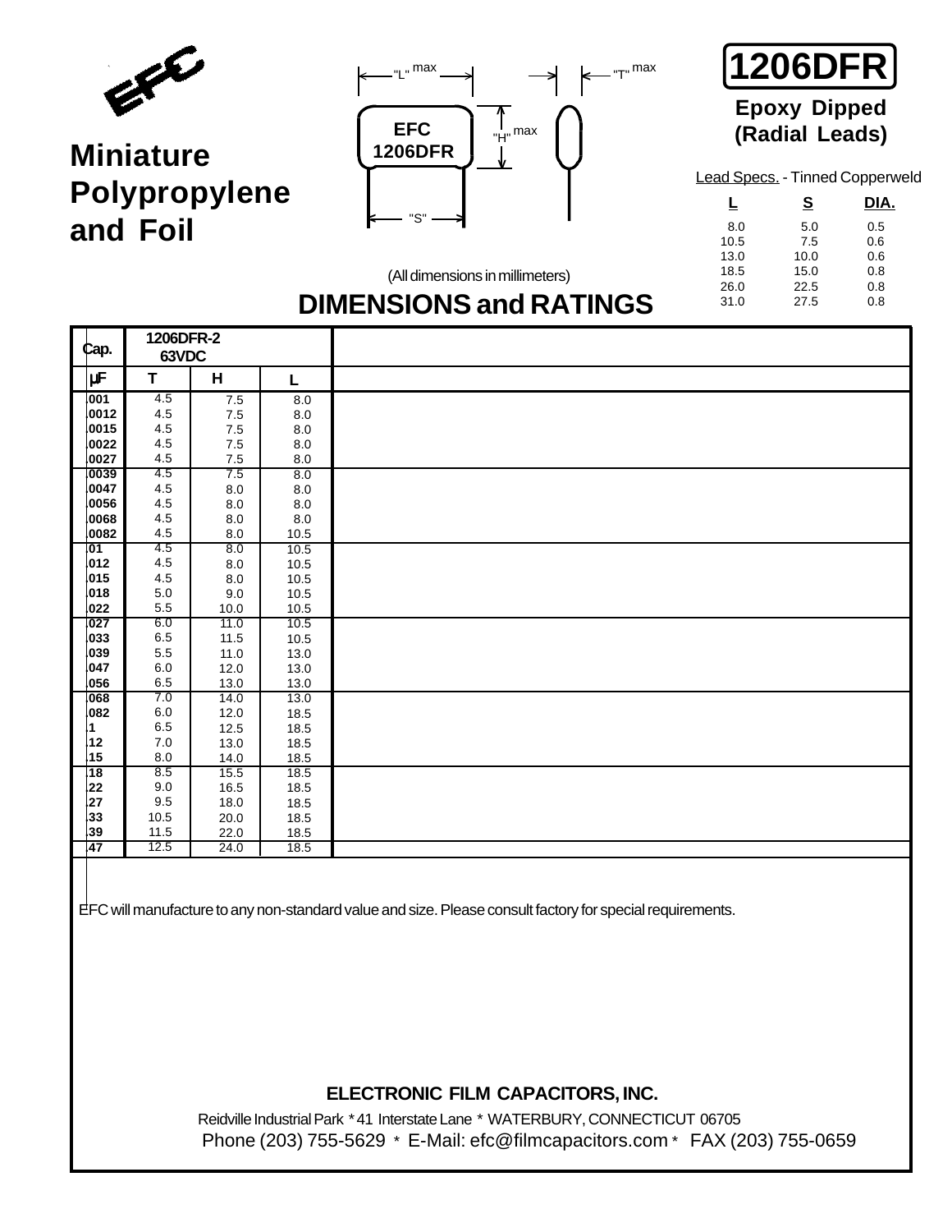# 1206DFR

**Epoxy Dipped (Radial Leads)**

## Miniature Polypropylene and Foil

"L" max

"T" max

EFC 1206DFR

"H" max

"S"

Lead Specs. - Tinned Copperweld

| L | S | DIA. |
|---|---|---|
| 8.0 | 5.0 | 0.5 |
| 10.5 | 7.5 | 0.6 |
| 13.0 | 10.0 | 0.6 |
| 18.5 | 15.0 | 0.8 |
| 26.0 | 22.5 | 0.8 |
| 31.0 | 27.5 | 0.8 |

(All dimensions in millimeters)

## DIMENSIONS and RATINGS

| Cap. | 1206DFR-2 63VDC | | |
|---|---|---|---|
| µF | T | H | L |
| .001 | 4.5 | 7.5 | 8.0 |
| .0012 | 4.5 | 7.5 | 8.0 |
| .0015 | 4.5 | 7.5 | 8.0 |
| .0022 | 4.5 | 7.5 | 8.0 |
| .0027 | 4.5 | 7.5 | 8.0 |
| .0039 | 4.5 | 7.5 | 8.0 |
| .0047 | 4.5 | 8.0 | 8.0 |
| .0056 | 4.5 | 8.0 | 8.0 |
| .0068 | 4.5 | 8.0 | 8.0 |
| .0082 | 4.5 | 8.0 | 10.5 |
| .01 | 4.5 | 8.0 | 10.5 |
| .012 | 4.5 | 8.0 | 10.5 |
| .015 | 4.5 | 8.0 | 10.5 |
| .018 | 5.0 | 9.0 | 10.5 |
| .022 | 5.5 | 10.0 | 10.5 |
| .027 | 6.0 | 11.0 | 10.5 |
| .033 | 6.5 | 11.5 | 10.5 |
| .039 | 5.5 | 11.0 | 13.0 |
| .047 | 6.0 | 12.0 | 13.0 |
| .056 | 6.5 | 13.0 | 13.0 |
| .068 | 7.0 | 14.0 | 13.0 |
| .082 | 6.0 | 12.0 | 18.5 |
| .1 | 6.5 | 12.5 | 18.5 |
| .12 | 7.0 | 13.0 | 18.5 |
| .15 | 8.0 | 14.0 | 18.5 |
| .18 | 8.5 | 15.5 | 18.5 |
| .22 | 9.0 | 16.5 | 18.5 |
| .27 | 9.5 | 18.0 | 18.5 |
| .33 | 10.5 | 20.0 | 18.5 |
| .39 | 11.5 | 22.0 | 18.5 |
| .47 | 12.5 | 24.0 | 18.5 |

EFC will manufacture to any non-standard value and size. Please consult factory for special requirements.

**ELECTRONIC FILM CAPACITORS, INC.**

Reidville Industrial Park * 41 Interstate Lane * WATERBURY, CONNECTICUT 06705
Phone (203) 755-5629 * E-Mail: efc@filmcapacitors.com * FAX (203) 755-0659